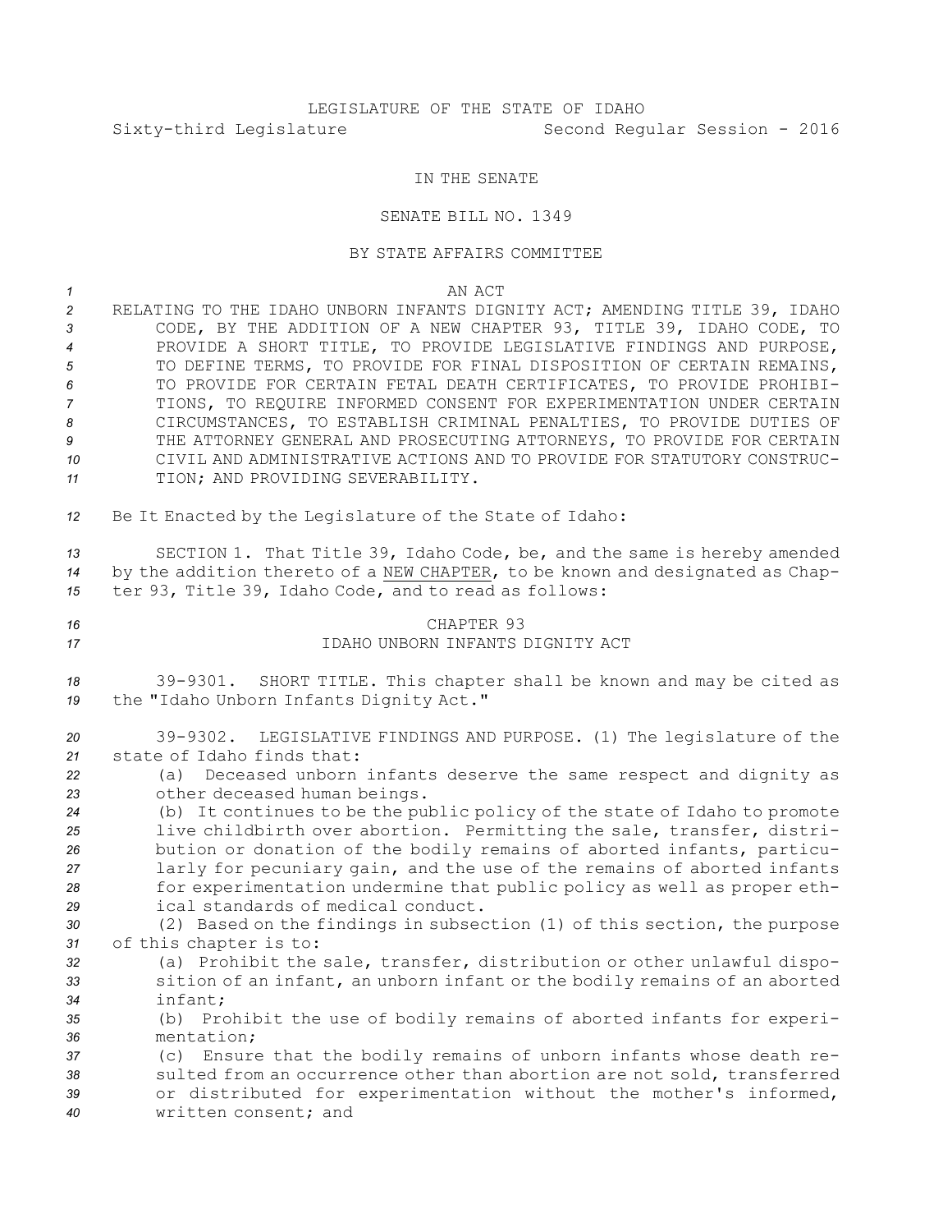LEGISLATURE OF THE STATE OF IDAHO

Sixty-third Legislature Second Regular Session - 2016

IN THE SENATE

SENATE BILL NO. 1349

BY STATE AFFAIRS COMMITTEE

AN ACT

RELATING TO THE IDAHO UNBORN INFANTS DIGNITY ACT; AMENDING TITLE 39, IDAHO CODE, BY THE ADDITION OF A NEW CHAPTER 93, TITLE 39, IDAHO CODE, TO PROVIDE A SHORT TITLE, TO PROVIDE LEGISLATIVE FINDINGS AND PURPOSE, TO DEFINE TERMS, TO PROVIDE FOR FINAL DISPOSITION OF CERTAIN REMAINS, TO PROVIDE FOR CERTAIN FETAL DEATH CERTIFICATES, TO PROVIDE PROHIBITIONS, TO REQUIRE INFORMED CONSENT FOR EXPERIMENTATION UNDER CERTAIN CIRCUMSTANCES, TO ESTABLISH CRIMINAL PENALTIES, TO PROVIDE DUTIES OF THE ATTORNEY GENERAL AND PROSECUTING ATTORNEYS, TO PROVIDE FOR CERTAIN CIVIL AND ADMINISTRATIVE ACTIONS AND TO PROVIDE FOR STATUTORY CONSTRUCTION; AND PROVIDING SEVERABILITY.

Be It Enacted by the Legislature of the State of Idaho:

SECTION 1. That Title 39, Idaho Code, be, and the same is hereby amended by the addition thereto of a NEW CHAPTER, to be known and designated as Chapter 93, Title 39, Idaho Code, and to read as follows:

CHAPTER 93

IDAHO UNBORN INFANTS DIGNITY ACT

39-9301. SHORT TITLE. This chapter shall be known and may be cited as the "Idaho Unborn Infants Dignity Act."

39-9302. LEGISLATIVE FINDINGS AND PURPOSE. (1) The legislature of the state of Idaho finds that:

(a) Deceased unborn infants deserve the same respect and dignity as other deceased human beings.

(b) It continues to be the public policy of the state of Idaho to promote live childbirth over abortion. Permitting the sale, transfer, distribution or donation of the bodily remains of aborted infants, particularly for pecuniary gain, and the use of the remains of aborted infants for experimentation undermine that public policy as well as proper ethical standards of medical conduct.

(2) Based on the findings in subsection (1) of this section, the purpose of this chapter is to:

(a) Prohibit the sale, transfer, distribution or other unlawful disposition of an infant, an unborn infant or the bodily remains of an aborted infant;

(b) Prohibit the use of bodily remains of aborted infants for experimentation;

(c) Ensure that the bodily remains of unborn infants whose death resulted from an occurrence other than abortion are not sold, transferred or distributed for experimentation without the mother's informed, written consent; and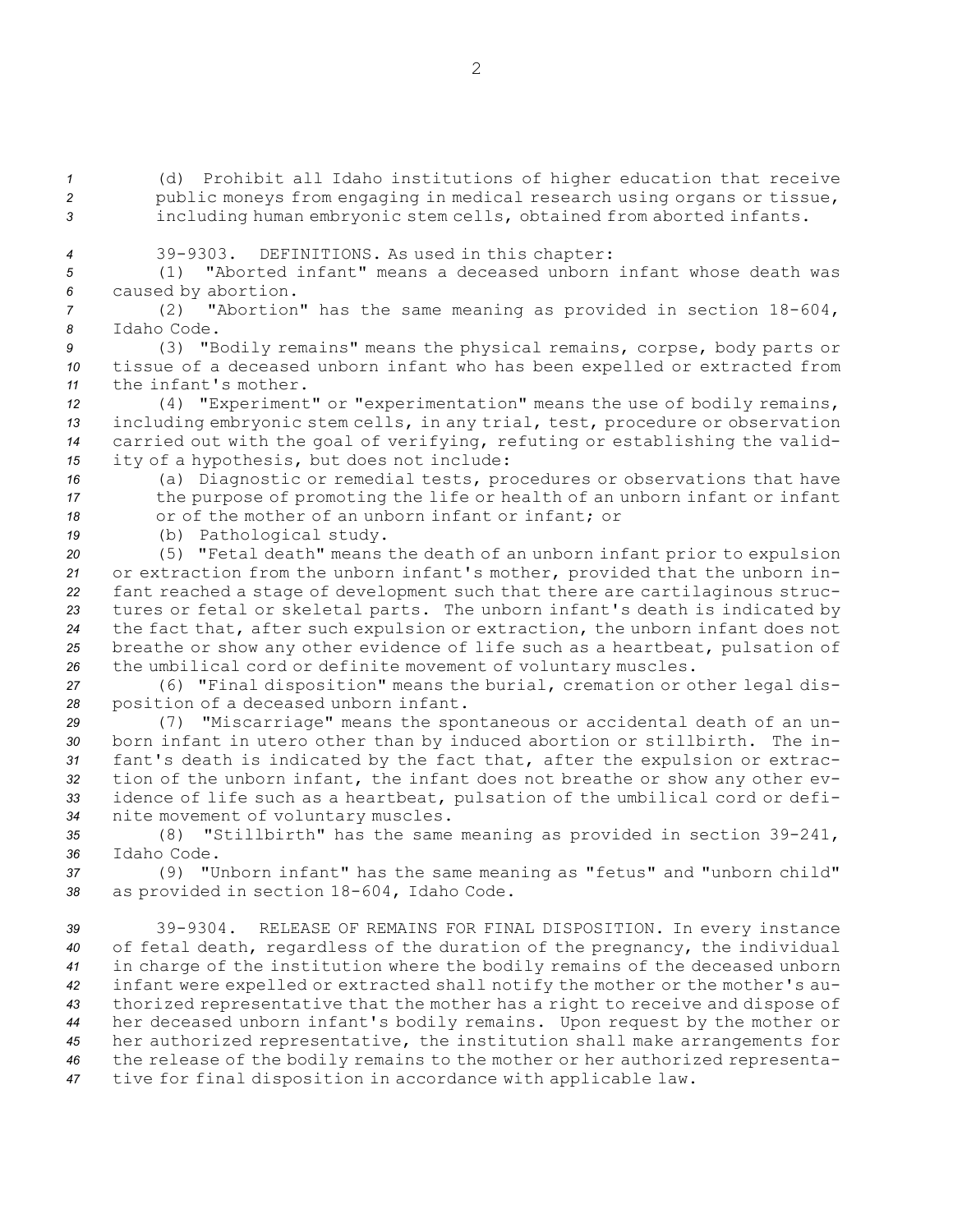(d) Prohibit all Idaho institutions of higher education that receive public moneys from engaging in medical research using organs or tissue, including human embryonic stem cells, obtained from aborted infants.

39-9303. DEFINITIONS. As used in this chapter:

(1) "Aborted infant" means a deceased unborn infant whose death was caused by abortion.

(2) "Abortion" has the same meaning as provided in section 18-604, Idaho Code.

(3) "Bodily remains" means the physical remains, corpse, body parts or tissue of a deceased unborn infant who has been expelled or extracted from the infant's mother.

(4) "Experiment" or "experimentation" means the use of bodily remains, including embryonic stem cells, in any trial, test, procedure or observation carried out with the goal of verifying, refuting or establishing the validity of a hypothesis, but does not include:

(a) Diagnostic or remedial tests, procedures or observations that have the purpose of promoting the life or health of an unborn infant or infant or of the mother of an unborn infant or infant; or

(b) Pathological study.

(5) "Fetal death" means the death of an unborn infant prior to expulsion or extraction from the unborn infant's mother, provided that the unborn infant reached a stage of development such that there are cartilaginous structures or fetal or skeletal parts. The unborn infant's death is indicated by the fact that, after such expulsion or extraction, the unborn infant does not breathe or show any other evidence of life such as a heartbeat, pulsation of the umbilical cord or definite movement of voluntary muscles.

(6) "Final disposition" means the burial, cremation or other legal disposition of a deceased unborn infant.

(7) "Miscarriage" means the spontaneous or accidental death of an unborn infant in utero other than by induced abortion or stillbirth. The infant's death is indicated by the fact that, after the expulsion or extraction of the unborn infant, the infant does not breathe or show any other evidence of life such as a heartbeat, pulsation of the umbilical cord or definite movement of voluntary muscles.

(8) "Stillbirth" has the same meaning as provided in section 39-241, Idaho Code.

(9) "Unborn infant" has the same meaning as "fetus" and "unborn child" as provided in section 18-604, Idaho Code.

39-9304. RELEASE OF REMAINS FOR FINAL DISPOSITION. In every instance of fetal death, regardless of the duration of the pregnancy, the individual in charge of the institution where the bodily remains of the deceased unborn infant were expelled or extracted shall notify the mother or the mother's authorized representative that the mother has a right to receive and dispose of her deceased unborn infant's bodily remains. Upon request by the mother or her authorized representative, the institution shall make arrangements for the release of the bodily remains to the mother or her authorized representative for final disposition in accordance with applicable law.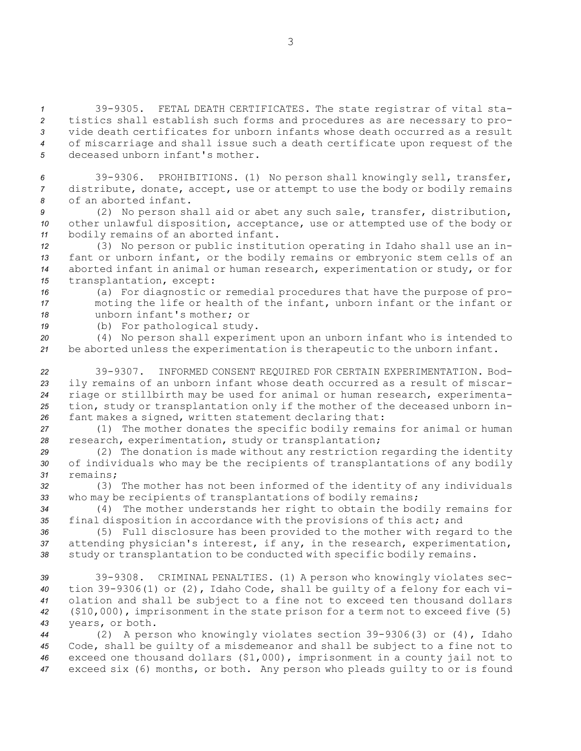39-9305. FETAL DEATH CERTIFICATES. The state registrar of vital statistics shall establish such forms and procedures as are necessary to provide death certificates for unborn infants whose death occurred as a result of miscarriage and shall issue such a death certificate upon request of the deceased unborn infant's mother.

39-9306. PROHIBITIONS. (1) No person shall knowingly sell, transfer, distribute, donate, accept, use or attempt to use the body or bodily remains of an aborted infant.

(2) No person shall aid or abet any such sale, transfer, distribution, other unlawful disposition, acceptance, use or attempted use of the body or bodily remains of an aborted infant.

(3) No person or public institution operating in Idaho shall use an infant or unborn infant, or the bodily remains or embryonic stem cells of an aborted infant in animal or human research, experimentation or study, or for transplantation, except:

(a) For diagnostic or remedial procedures that have the purpose of promoting the life or health of the infant, unborn infant or the infant or unborn infant's mother; or

(b) For pathological study.

(4) No person shall experiment upon an unborn infant who is intended to be aborted unless the experimentation is therapeutic to the unborn infant.

39-9307. INFORMED CONSENT REQUIRED FOR CERTAIN EXPERIMENTATION. Bodily remains of an unborn infant whose death occurred as a result of miscarriage or stillbirth may be used for animal or human research, experimentation, study or transplantation only if the mother of the deceased unborn infant makes a signed, written statement declaring that:

(1) The mother donates the specific bodily remains for animal or human research, experimentation, study or transplantation;

(2) The donation is made without any restriction regarding the identity of individuals who may be the recipients of transplantations of any bodily remains;

(3) The mother has not been informed of the identity of any individuals who may be recipients of transplantations of bodily remains;

(4) The mother understands her right to obtain the bodily remains for final disposition in accordance with the provisions of this act; and

(5) Full disclosure has been provided to the mother with regard to the attending physician's interest, if any, in the research, experimentation, study or transplantation to be conducted with specific bodily remains.

39-9308. CRIMINAL PENALTIES. (1) A person who knowingly violates section 39-9306(1) or (2), Idaho Code, shall be guilty of a felony for each violation and shall be subject to a fine not to exceed ten thousand dollars ($10,000), imprisonment in the state prison for a term not to exceed five (5) years, or both.

(2) A person who knowingly violates section 39-9306(3) or (4), Idaho Code, shall be guilty of a misdemeanor and shall be subject to a fine not to exceed one thousand dollars ($1,000), imprisonment in a county jail not to exceed six (6) months, or both. Any person who pleads guilty to or is found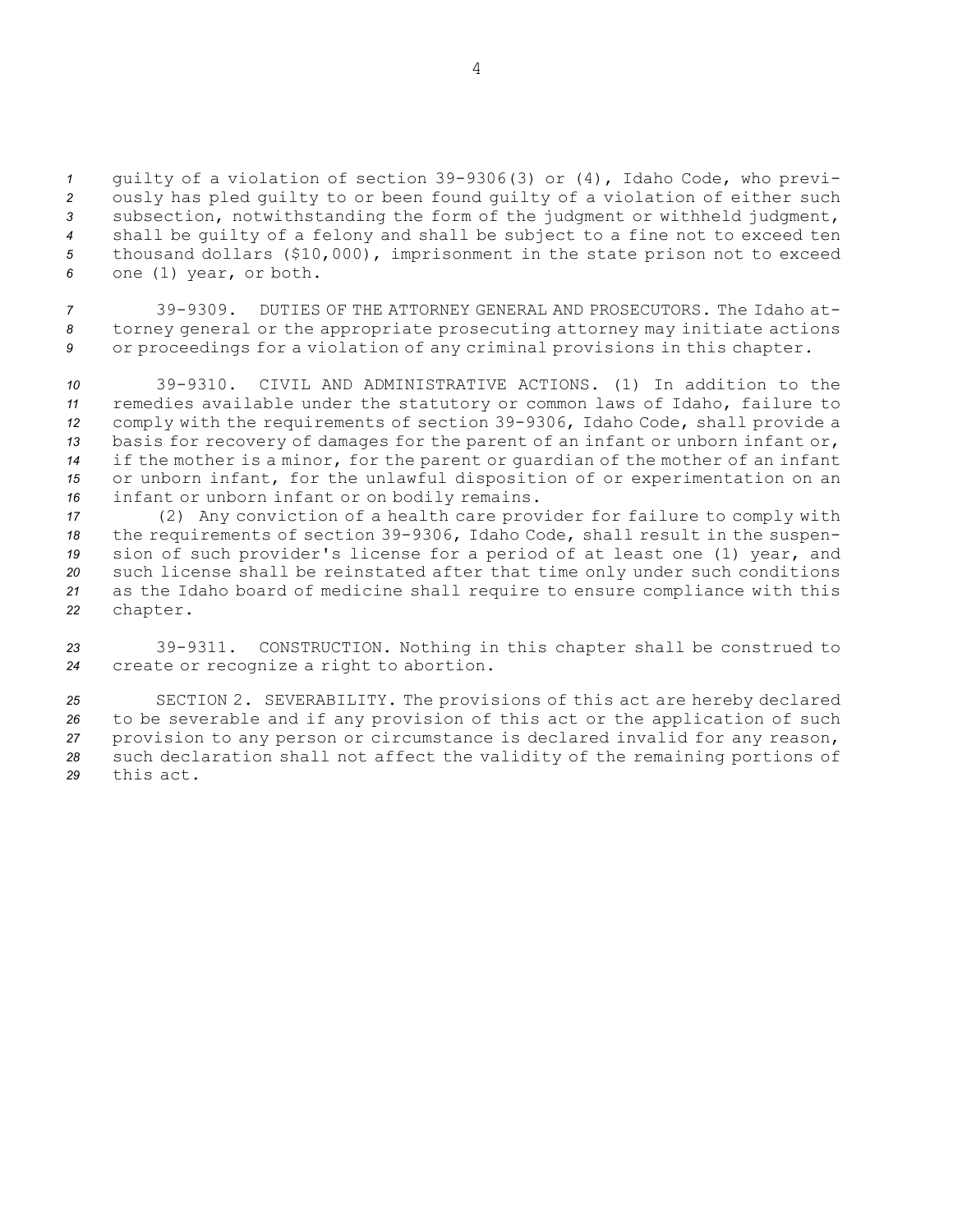guilty of a violation of section 39-9306(3) or (4), Idaho Code, who previously has pled guilty to or been found guilty of a violation of either such subsection, notwithstanding the form of the judgment or withheld judgment, shall be guilty of a felony and shall be subject to a fine not to exceed ten thousand dollars ($10,000), imprisonment in the state prison not to exceed one (1) year, or both.

39-9309. DUTIES OF THE ATTORNEY GENERAL AND PROSECUTORS. The Idaho attorney general or the appropriate prosecuting attorney may initiate actions or proceedings for a violation of any criminal provisions in this chapter.

39-9310. CIVIL AND ADMINISTRATIVE ACTIONS. (1) In addition to the remedies available under the statutory or common laws of Idaho, failure to comply with the requirements of section 39-9306, Idaho Code, shall provide a basis for recovery of damages for the parent of an infant or unborn infant or, if the mother is a minor, for the parent or guardian of the mother of an infant or unborn infant, for the unlawful disposition of or experimentation on an infant or unborn infant or on bodily remains.

(2) Any conviction of a health care provider for failure to comply with the requirements of section 39-9306, Idaho Code, shall result in the suspension of such provider's license for a period of at least one (1) year, and such license shall be reinstated after that time only under such conditions as the Idaho board of medicine shall require to ensure compliance with this chapter.

39-9311. CONSTRUCTION. Nothing in this chapter shall be construed to create or recognize a right to abortion.

SECTION 2. SEVERABILITY. The provisions of this act are hereby declared to be severable and if any provision of this act or the application of such provision to any person or circumstance is declared invalid for any reason, such declaration shall not affect the validity of the remaining portions of this act.